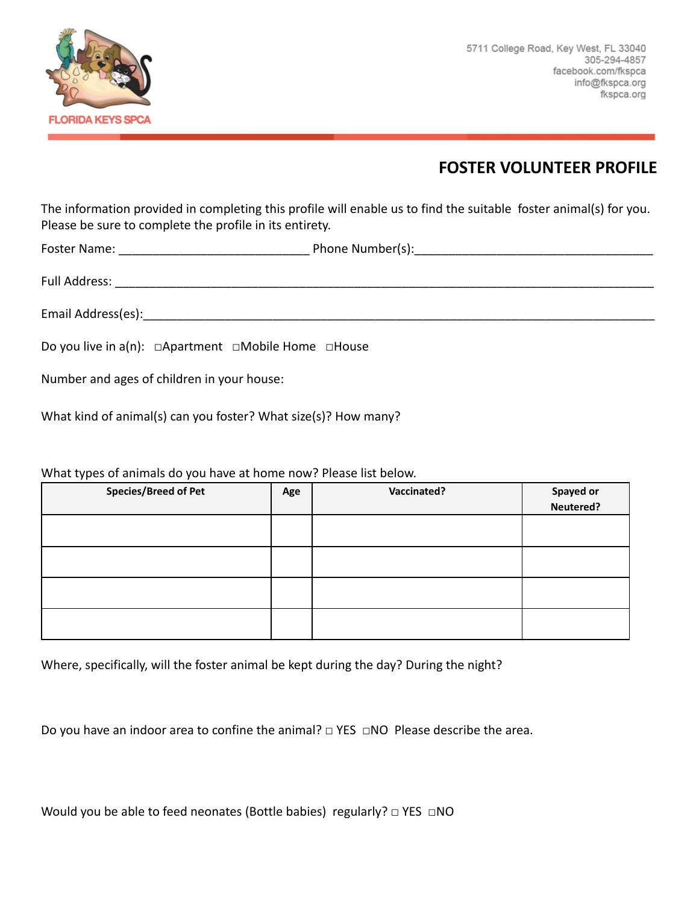FLORIDA KEYS SPCA

5711 College Road, Key West, FL 33040
305-294-4857
facebook.com/fkspca
info@fkspca.org
fkspca.org

## FOSTER VOLUNTEER PROFILE

The information provided in completing this profile will enable us to find the suitable foster animal(s) for you. Please be sure to complete the profile in its entirety.

Foster Name: ____________________________ Phone Number(s):___________________________________

Full Address: ______________________________________________________________________________

Email Address(es):__________________________________________________________________________

Do you live in a(n): ☐Apartment ☐Mobile Home ☐House

Number and ages of children in your house:

What kind of animal(s) can you foster? What size(s)? How many?

What types of animals do you have at home now? Please list below.

| Species/Breed of Pet | Age | Vaccinated? | Spayed or Neutered? |
| --- | --- | --- | --- |
| | | | |
| | | | |
| | | | |
| | | | |

Where, specifically, will the foster animal be kept during the day? During the night?

Do you have an indoor area to confine the animal? ☐ YES ☐NO Please describe the area.

Would you be able to feed neonates (Bottle babies) regularly? ☐ YES ☐NO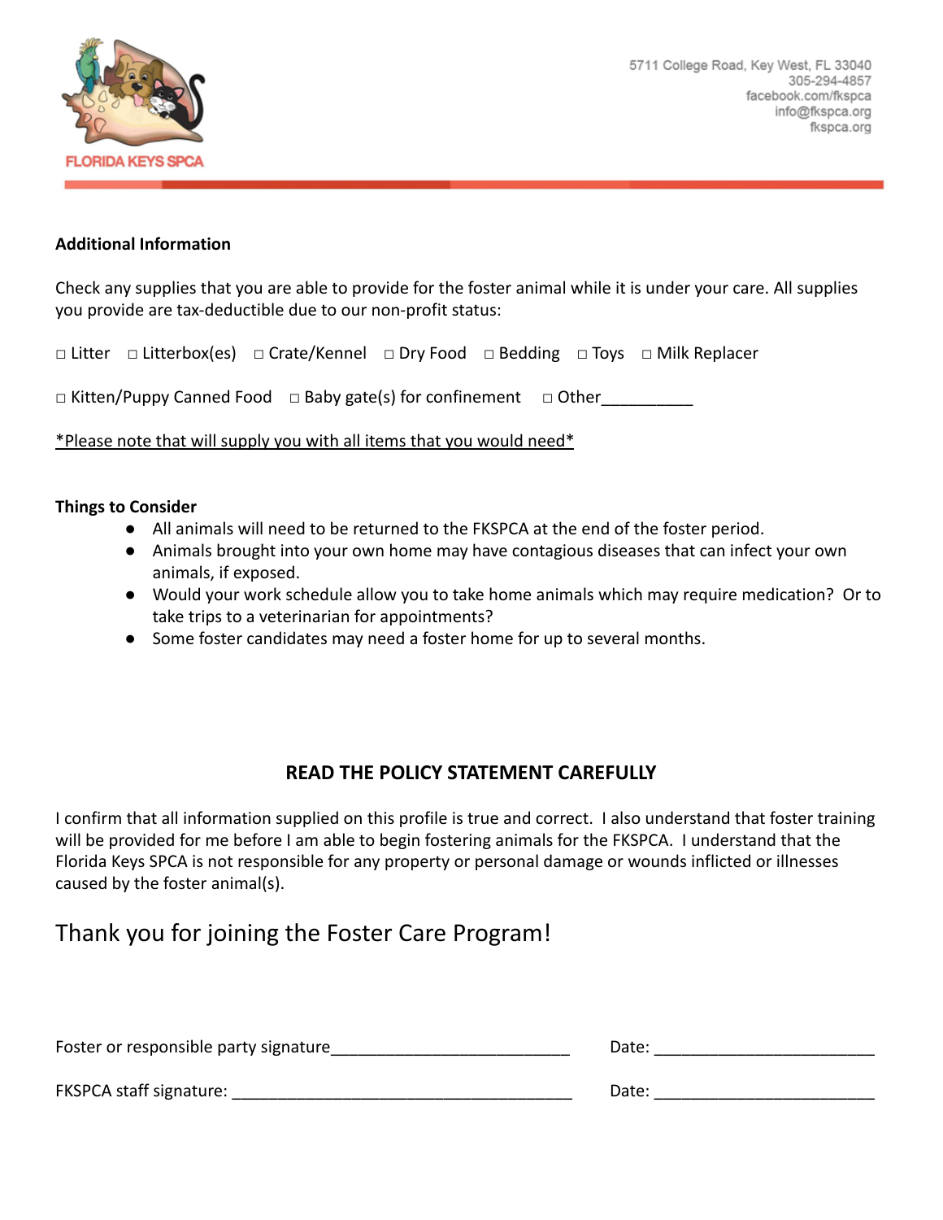5711 College Road, Key West, FL 33040
305-294-4857
facebook.com/fkspca
info@fkspca.org
fkspca.org

**Additional Information**

Check any supplies that you are able to provide for the foster animal while it is under your care. All supplies you provide are tax-deductible due to our non-profit status:

□ Litter □ Litterbox(es) □ Crate/Kennel □ Dry Food □ Bedding □ Toys □ Milk Replacer

□ Kitten/Puppy Canned Food □ Baby gate(s) for confinement □ Other__________

<u>*Please note that will supply you with all items that you would need*</u>

**Things to Consider**

- All animals will need to be returned to the FKSPCA at the end of the foster period.
- Animals brought into your own home may have contagious diseases that can infect your own animals, if exposed.
- Would your work schedule allow you to take home animals which may require medication? Or to take trips to a veterinarian for appointments?
- Some foster candidates may need a foster home for up to several months.

**READ THE POLICY STATEMENT CAREFULLY**

I confirm that all information supplied on this profile is true and correct. I also understand that foster training will be provided for me before I am able to begin fostering animals for the FKSPCA. I understand that the Florida Keys SPCA is not responsible for any property or personal damage or wounds inflicted or illnesses caused by the foster animal(s).

## Thank you for joining the Foster Care Program!

Foster or responsible party signature__________________________ Date: ________________________

FKSPCA staff signature: ______________________________________ Date: ________________________